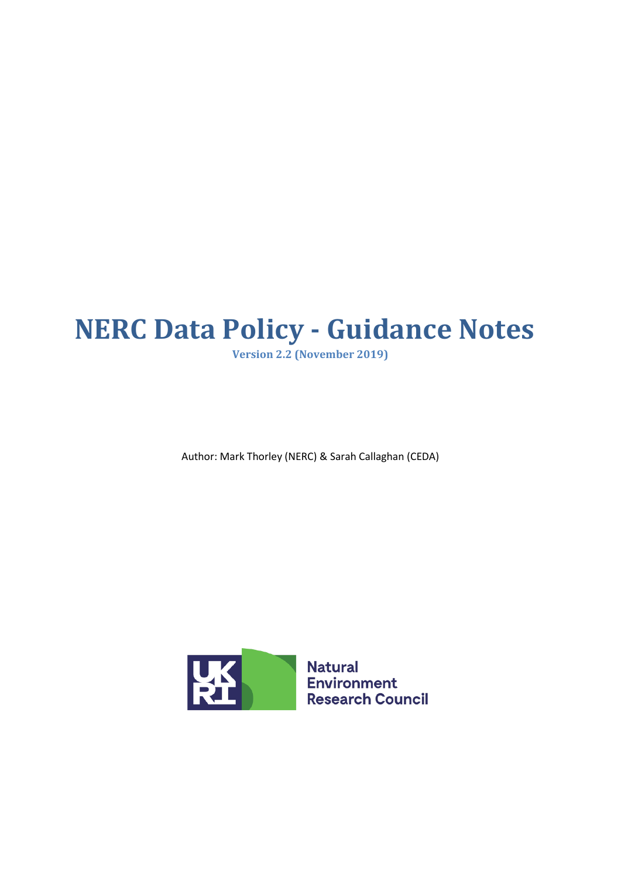# NERC Data Policy - Guidance Notes

**Version 2.2 (November 2019)**

Author: Mark Thorley (NERC) & Sarah Callaghan (CEDA)

Natural Environment Research Council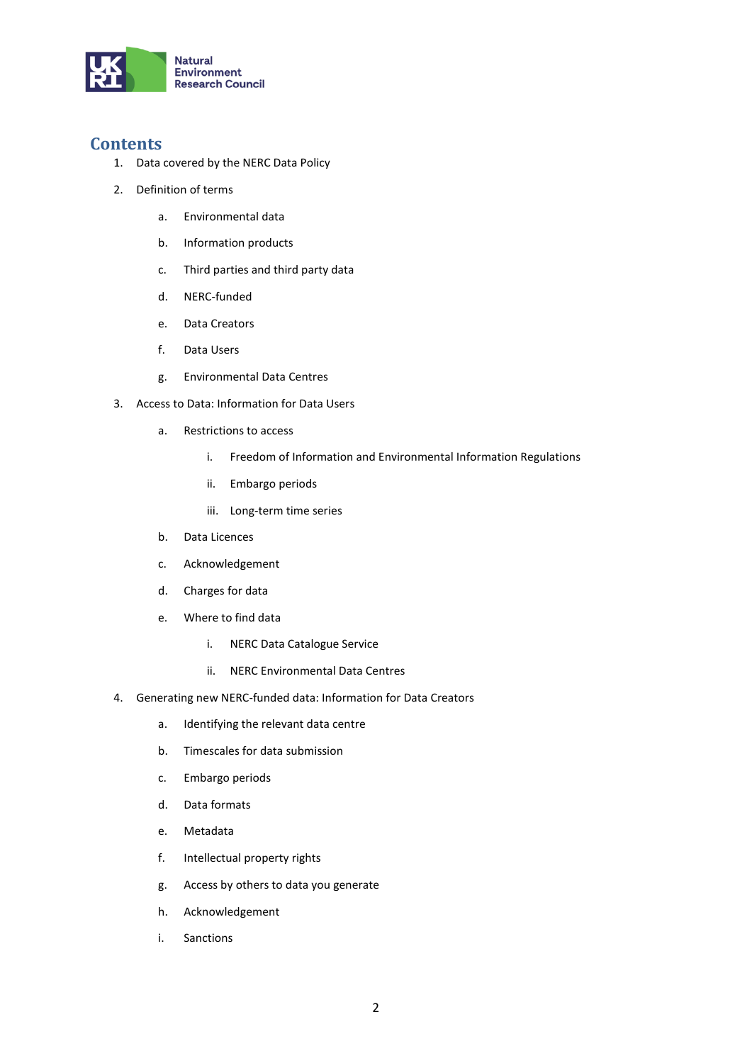## Contents

1. Data covered by the NERC Data Policy
2. Definition of terms
    a. Environmental data
    b. Information products
    c. Third parties and third party data
    d. NERC-funded
    e. Data Creators
    f. Data Users
    g. Environmental Data Centres
3. Access to Data: Information for Data Users
    a. Restrictions to access
        i. Freedom of Information and Environmental Information Regulations
        ii. Embargo periods
        iii. Long-term time series
    b. Data Licences
    c. Acknowledgement
    d. Charges for data
    e. Where to find data
        i. NERC Data Catalogue Service
        ii. NERC Environmental Data Centres
4. Generating new NERC-funded data: Information for Data Creators
    a. Identifying the relevant data centre
    b. Timescales for data submission
    c. Embargo periods
    d. Data formats
    e. Metadata
    f. Intellectual property rights
    g. Access by others to data you generate
    h. Acknowledgement
    i. Sanctions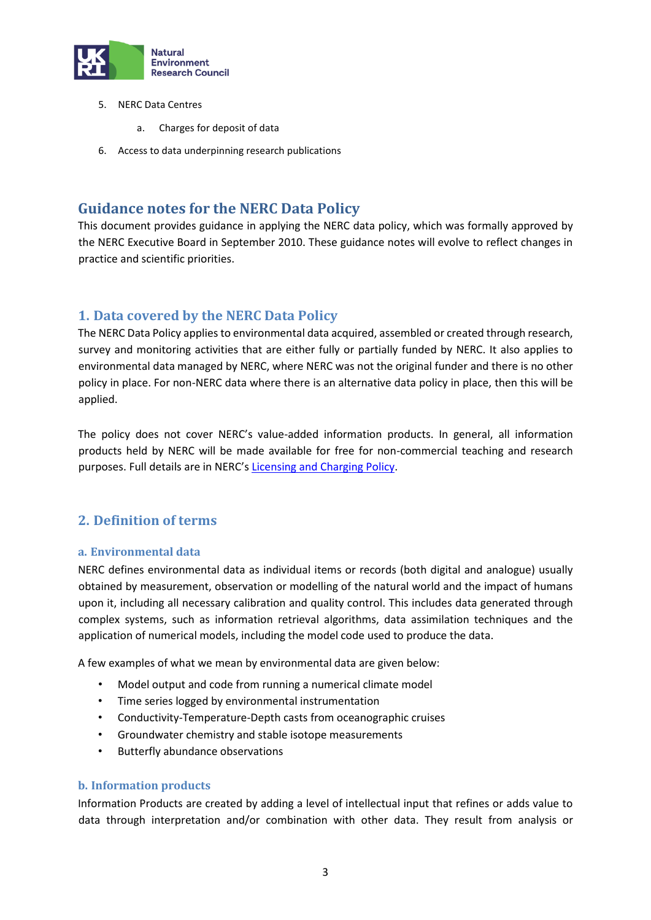5. NERC Data Centres
    a. Charges for deposit of data
6. Access to data underpinning research publications

# Guidance notes for the NERC Data Policy

This document provides guidance in applying the NERC data policy, which was formally approved by the NERC Executive Board in September 2010. These guidance notes will evolve to reflect changes in practice and scientific priorities.

## 1. Data covered by the NERC Data Policy

The NERC Data Policy applies to environmental data acquired, assembled or created through research, survey and monitoring activities that are either fully or partially funded by NERC. It also applies to environmental data managed by NERC, where NERC was not the original funder and there is no other policy in place. For non-NERC data where there is an alternative data policy in place, then this will be applied.

The policy does not cover NERC's value-added information products. In general, all information products held by NERC will be made available for free for non-commercial teaching and research purposes. Full details are in NERC's Licensing and Charging Policy.

## 2. Definition of terms

### a. Environmental data

NERC defines environmental data as individual items or records (both digital and analogue) usually obtained by measurement, observation or modelling of the natural world and the impact of humans upon it, including all necessary calibration and quality control. This includes data generated through complex systems, such as information retrieval algorithms, data assimilation techniques and the application of numerical models, including the model code used to produce the data.

A few examples of what we mean by environmental data are given below:

- Model output and code from running a numerical climate model
- Time series logged by environmental instrumentation
- Conductivity-Temperature-Depth casts from oceanographic cruises
- Groundwater chemistry and stable isotope measurements
- Butterfly abundance observations

### b. Information products

Information Products are created by adding a level of intellectual input that refines or adds value to data through interpretation and/or combination with other data. They result from analysis or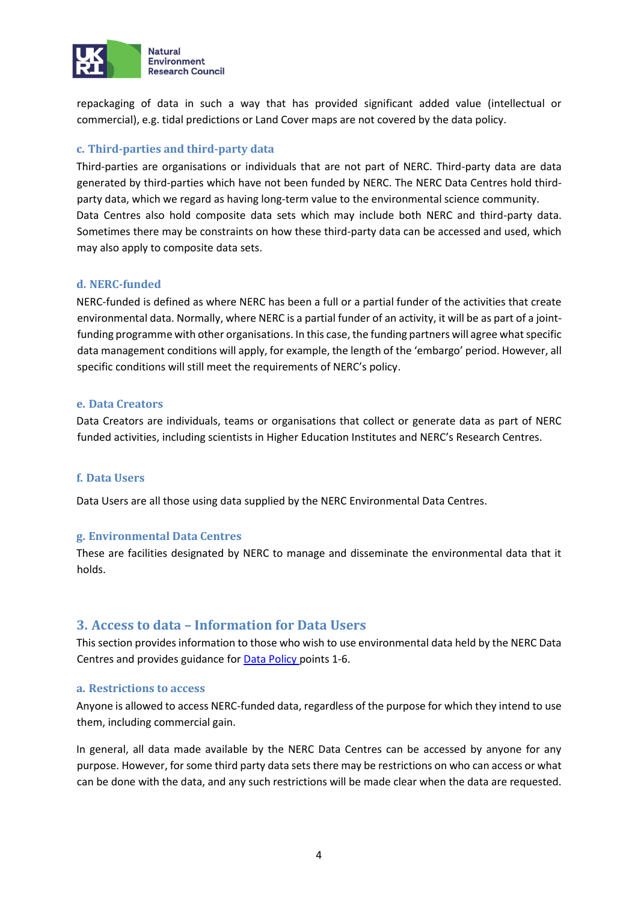repackaging of data in such a way that has provided significant added value (intellectual or commercial), e.g. tidal predictions or Land Cover maps are not covered by the data policy.

### c. Third-parties and third-party data

Third-parties are organisations or individuals that are not part of NERC. Third-party data are data generated by third-parties which have not been funded by NERC. The NERC Data Centres hold third-party data, which we regard as having long-term value to the environmental science community.
Data Centres also hold composite data sets which may include both NERC and third-party data. Sometimes there may be constraints on how these third-party data can be accessed and used, which may also apply to composite data sets.

### d. NERC-funded

NERC-funded is defined as where NERC has been a full or a partial funder of the activities that create environmental data. Normally, where NERC is a partial funder of an activity, it will be as part of a joint-funding programme with other organisations. In this case, the funding partners will agree what specific data management conditions will apply, for example, the length of the 'embargo' period. However, all specific conditions will still meet the requirements of NERC's policy.

### e. Data Creators

Data Creators are individuals, teams or organisations that collect or generate data as part of NERC funded activities, including scientists in Higher Education Institutes and NERC's Research Centres.

### f. Data Users

Data Users are all those using data supplied by the NERC Environmental Data Centres.

### g. Environmental Data Centres

These are facilities designated by NERC to manage and disseminate the environmental data that it holds.

## 3. Access to data – Information for Data Users

This section provides information to those who wish to use environmental data held by the NERC Data Centres and provides guidance for Data Policy points 1-6.

### a. Restrictions to access

Anyone is allowed to access NERC-funded data, regardless of the purpose for which they intend to use them, including commercial gain.

In general, all data made available by the NERC Data Centres can be accessed by anyone for any purpose. However, for some third party data sets there may be restrictions on who can access or what can be done with the data, and any such restrictions will be made clear when the data are requested.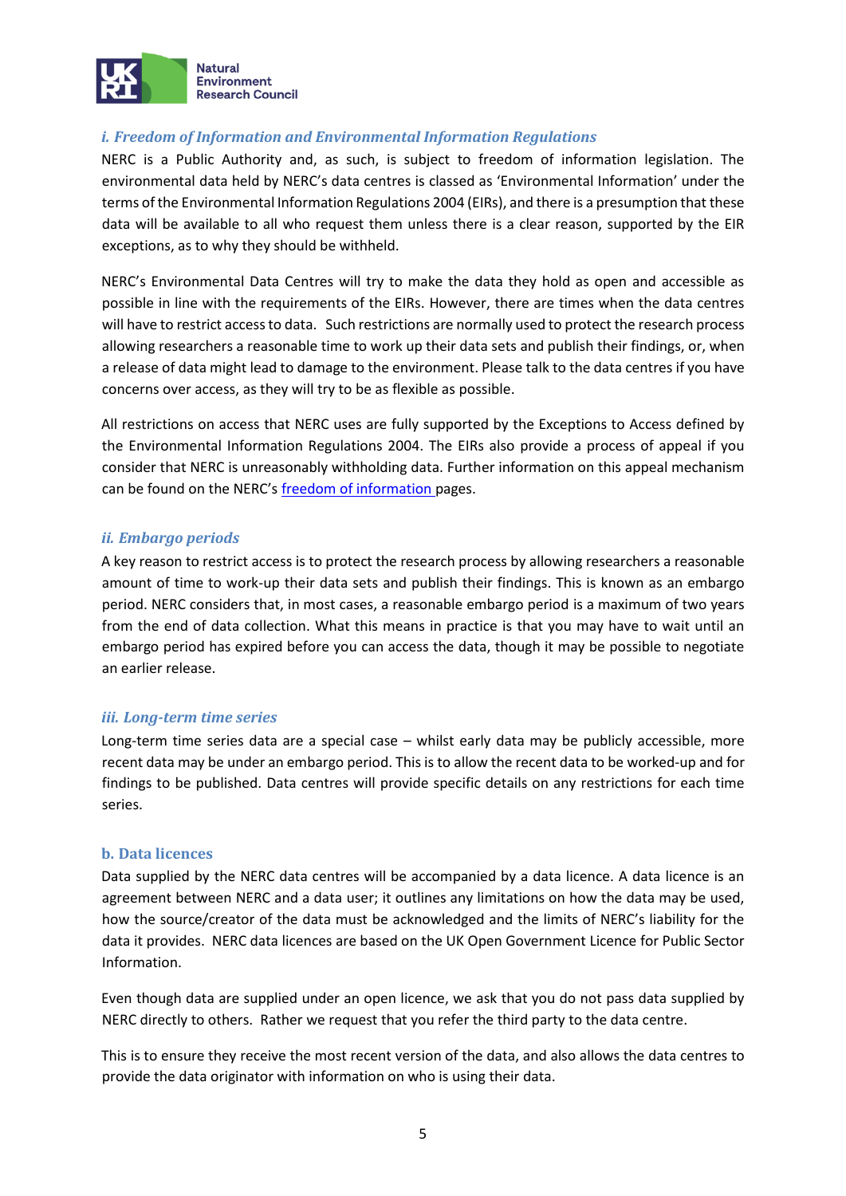### *i. Freedom of Information and Environmental Information Regulations*

NERC is a Public Authority and, as such, is subject to freedom of information legislation. The environmental data held by NERC's data centres is classed as 'Environmental Information' under the terms of the Environmental Information Regulations 2004 (EIRs), and there is a presumption that these data will be available to all who request them unless there is a clear reason, supported by the EIR exceptions, as to why they should be withheld.

NERC's Environmental Data Centres will try to make the data they hold as open and accessible as possible in line with the requirements of the EIRs. However, there are times when the data centres will have to restrict access to data. Such restrictions are normally used to protect the research process allowing researchers a reasonable time to work up their data sets and publish their findings, or, when a release of data might lead to damage to the environment. Please talk to the data centres if you have concerns over access, as they will try to be as flexible as possible.

All restrictions on access that NERC uses are fully supported by the Exceptions to Access defined by the Environmental Information Regulations 2004. The EIRs also provide a process of appeal if you consider that NERC is unreasonably withholding data. Further information on this appeal mechanism can be found on the NERC's freedom of information pages.

### *ii. Embargo periods*

A key reason to restrict access is to protect the research process by allowing researchers a reasonable amount of time to work-up their data sets and publish their findings. This is known as an embargo period. NERC considers that, in most cases, a reasonable embargo period is a maximum of two years from the end of data collection. What this means in practice is that you may have to wait until an embargo period has expired before you can access the data, though it may be possible to negotiate an earlier release.

### *iii. Long-term time series*

Long-term time series data are a special case – whilst early data may be publicly accessible, more recent data may be under an embargo period. This is to allow the recent data to be worked-up and for findings to be published. Data centres will provide specific details on any restrictions for each time series.

## b. Data licences

Data supplied by the NERC data centres will be accompanied by a data licence. A data licence is an agreement between NERC and a data user; it outlines any limitations on how the data may be used, how the source/creator of the data must be acknowledged and the limits of NERC's liability for the data it provides. NERC data licences are based on the UK Open Government Licence for Public Sector Information.

Even though data are supplied under an open licence, we ask that you do not pass data supplied by NERC directly to others. Rather we request that you refer the third party to the data centre.

This is to ensure they receive the most recent version of the data, and also allows the data centres to provide the data originator with information on who is using their data.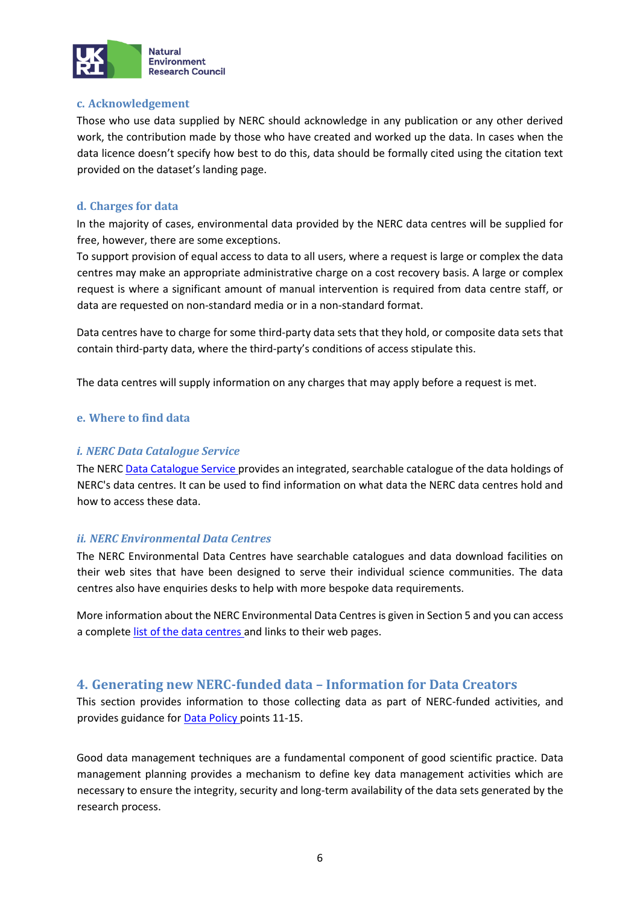### c. Acknowledgement

Those who use data supplied by NERC should acknowledge in any publication or any other derived work, the contribution made by those who have created and worked up the data. In cases when the data licence doesn't specify how best to do this, data should be formally cited using the citation text provided on the dataset's landing page.

### d. Charges for data

In the majority of cases, environmental data provided by the NERC data centres will be supplied for free, however, there are some exceptions.

To support provision of equal access to data to all users, where a request is large or complex the data centres may make an appropriate administrative charge on a cost recovery basis. A large or complex request is where a significant amount of manual intervention is required from data centre staff, or data are requested on non-standard media or in a non-standard format.

Data centres have to charge for some third-party data sets that they hold, or composite data sets that contain third-party data, where the third-party's conditions of access stipulate this.

The data centres will supply information on any charges that may apply before a request is met.

### e. Where to find data

#### *i. NERC Data Catalogue Service*

The NERC Data Catalogue Service provides an integrated, searchable catalogue of the data holdings of NERC's data centres. It can be used to find information on what data the NERC data centres hold and how to access these data.

#### *ii. NERC Environmental Data Centres*

The NERC Environmental Data Centres have searchable catalogues and data download facilities on their web sites that have been designed to serve their individual science communities. The data centres also have enquiries desks to help with more bespoke data requirements.

More information about the NERC Environmental Data Centres is given in Section 5 and you can access a complete list of the data centres and links to their web pages.

## 4. Generating new NERC-funded data – Information for Data Creators

This section provides information to those collecting data as part of NERC-funded activities, and provides guidance for Data Policy points 11-15.

Good data management techniques are a fundamental component of good scientific practice. Data management planning provides a mechanism to define key data management activities which are necessary to ensure the integrity, security and long-term availability of the data sets generated by the research process.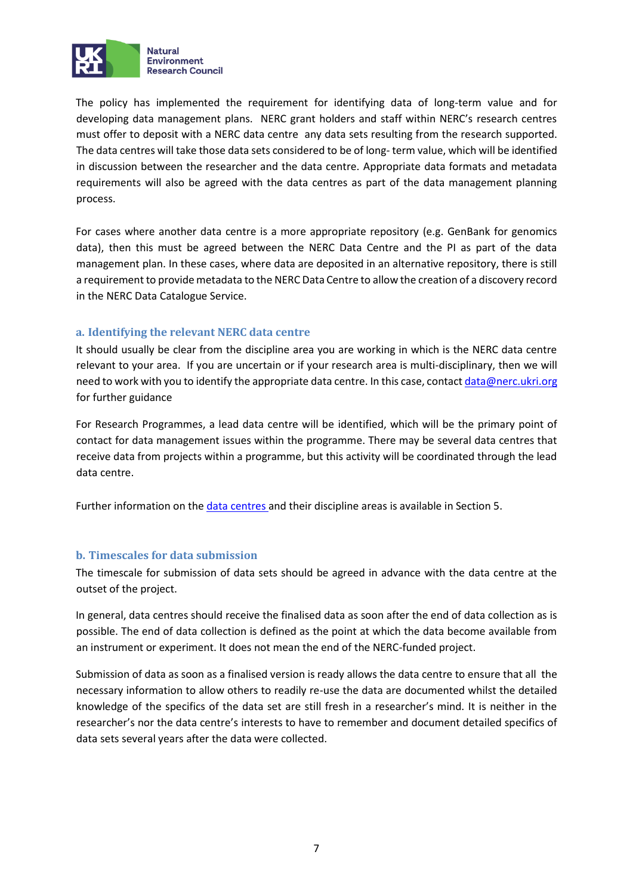The policy has implemented the requirement for identifying data of long-term value and for developing data management plans. NERC grant holders and staff within NERC's research centres must offer to deposit with a NERC data centre any data sets resulting from the research supported. The data centres will take those data sets considered to be of long- term value, which will be identified in discussion between the researcher and the data centre. Appropriate data formats and metadata requirements will also be agreed with the data centres as part of the data management planning process.

For cases where another data centre is a more appropriate repository (e.g. GenBank for genomics data), then this must be agreed between the NERC Data Centre and the PI as part of the data management plan. In these cases, where data are deposited in an alternative repository, there is still a requirement to provide metadata to the NERC Data Centre to allow the creation of a discovery record in the NERC Data Catalogue Service.

### a. Identifying the relevant NERC data centre

It should usually be clear from the discipline area you are working in which is the NERC data centre relevant to your area. If you are uncertain or if your research area is multi-disciplinary, then we will need to work with you to identify the appropriate data centre. In this case, contact data@nerc.ukri.org for further guidance

For Research Programmes, a lead data centre will be identified, which will be the primary point of contact for data management issues within the programme. There may be several data centres that receive data from projects within a programme, but this activity will be coordinated through the lead data centre.

Further information on the data centres and their discipline areas is available in Section 5.

### b. Timescales for data submission

The timescale for submission of data sets should be agreed in advance with the data centre at the outset of the project.

In general, data centres should receive the finalised data as soon after the end of data collection as is possible. The end of data collection is defined as the point at which the data become available from an instrument or experiment. It does not mean the end of the NERC-funded project.

Submission of data as soon as a finalised version is ready allows the data centre to ensure that all the necessary information to allow others to readily re-use the data are documented whilst the detailed knowledge of the specifics of the data set are still fresh in a researcher's mind. It is neither in the researcher's nor the data centre's interests to have to remember and document detailed specifics of data sets several years after the data were collected.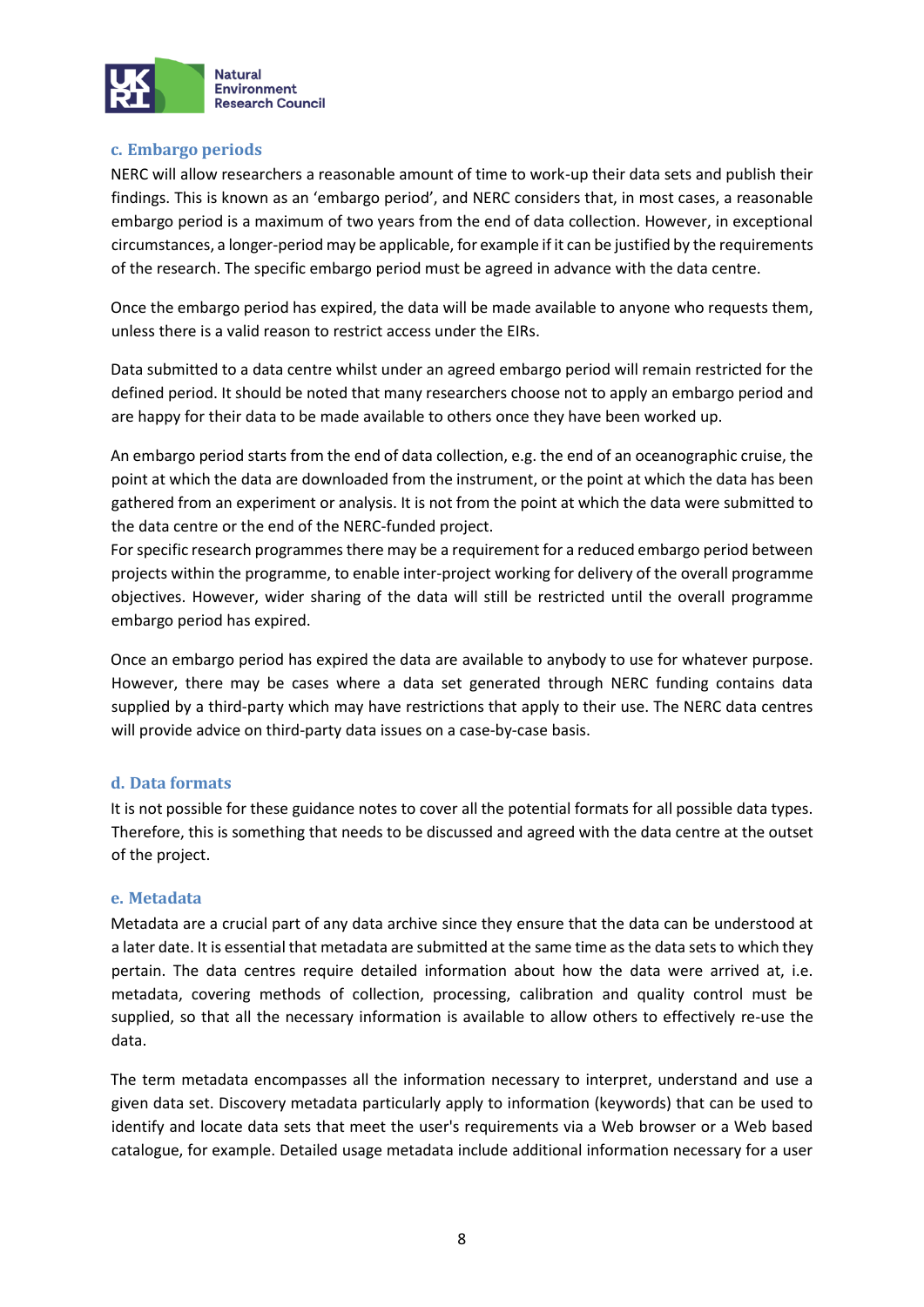### c. Embargo periods

NERC will allow researchers a reasonable amount of time to work-up their data sets and publish their findings. This is known as an 'embargo period', and NERC considers that, in most cases, a reasonable embargo period is a maximum of two years from the end of data collection. However, in exceptional circumstances, a longer-period may be applicable, for example if it can be justified by the requirements of the research. The specific embargo period must be agreed in advance with the data centre.

Once the embargo period has expired, the data will be made available to anyone who requests them, unless there is a valid reason to restrict access under the EIRs.

Data submitted to a data centre whilst under an agreed embargo period will remain restricted for the defined period. It should be noted that many researchers choose not to apply an embargo period and are happy for their data to be made available to others once they have been worked up.

An embargo period starts from the end of data collection, e.g. the end of an oceanographic cruise, the point at which the data are downloaded from the instrument, or the point at which the data has been gathered from an experiment or analysis. It is not from the point at which the data were submitted to the data centre or the end of the NERC-funded project.

For specific research programmes there may be a requirement for a reduced embargo period between projects within the programme, to enable inter-project working for delivery of the overall programme objectives. However, wider sharing of the data will still be restricted until the overall programme embargo period has expired.

Once an embargo period has expired the data are available to anybody to use for whatever purpose. However, there may be cases where a data set generated through NERC funding contains data supplied by a third-party which may have restrictions that apply to their use. The NERC data centres will provide advice on third-party data issues on a case-by-case basis.

### d. Data formats

It is not possible for these guidance notes to cover all the potential formats for all possible data types. Therefore, this is something that needs to be discussed and agreed with the data centre at the outset of the project.

### e. Metadata

Metadata are a crucial part of any data archive since they ensure that the data can be understood at a later date. It is essential that metadata are submitted at the same time as the data sets to which they pertain. The data centres require detailed information about how the data were arrived at, i.e. metadata, covering methods of collection, processing, calibration and quality control must be supplied, so that all the necessary information is available to allow others to effectively re-use the data.

The term metadata encompasses all the information necessary to interpret, understand and use a given data set. Discovery metadata particularly apply to information (keywords) that can be used to identify and locate data sets that meet the user's requirements via a Web browser or a Web based catalogue, for example. Detailed usage metadata include additional information necessary for a user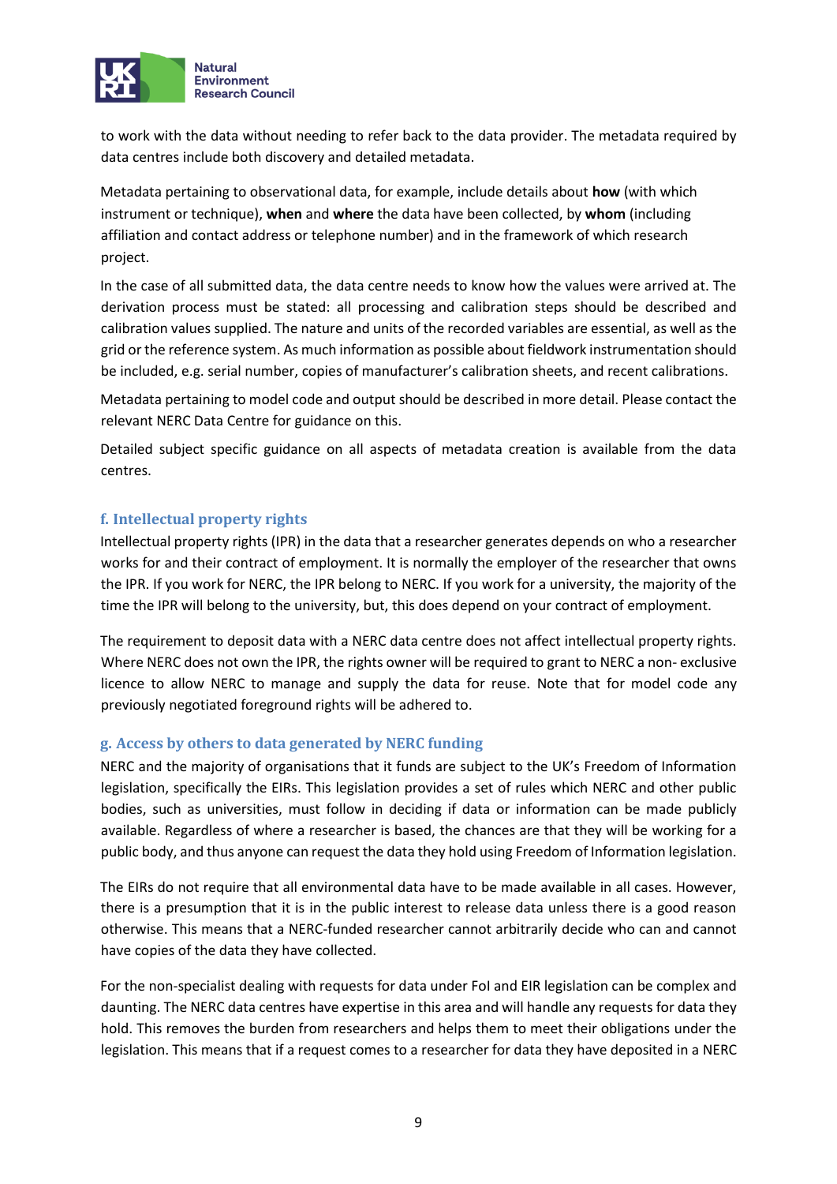to work with the data without needing to refer back to the data provider. The metadata required by data centres include both discovery and detailed metadata.

Metadata pertaining to observational data, for example, include details about **how** (with which instrument or technique), **when** and **where** the data have been collected, by **whom** (including affiliation and contact address or telephone number) and in the framework of which research project.

In the case of all submitted data, the data centre needs to know how the values were arrived at. The derivation process must be stated: all processing and calibration steps should be described and calibration values supplied. The nature and units of the recorded variables are essential, as well as the grid or the reference system. As much information as possible about fieldwork instrumentation should be included, e.g. serial number, copies of manufacturer's calibration sheets, and recent calibrations.

Metadata pertaining to model code and output should be described in more detail. Please contact the relevant NERC Data Centre for guidance on this.

Detailed subject specific guidance on all aspects of metadata creation is available from the data centres.

### f. Intellectual property rights

Intellectual property rights (IPR) in the data that a researcher generates depends on who a researcher works for and their contract of employment. It is normally the employer of the researcher that owns the IPR. If you work for NERC, the IPR belong to NERC. If you work for a university, the majority of the time the IPR will belong to the university, but, this does depend on your contract of employment.

The requirement to deposit data with a NERC data centre does not affect intellectual property rights. Where NERC does not own the IPR, the rights owner will be required to grant to NERC a non- exclusive licence to allow NERC to manage and supply the data for reuse. Note that for model code any previously negotiated foreground rights will be adhered to.

### g. Access by others to data generated by NERC funding

NERC and the majority of organisations that it funds are subject to the UK's Freedom of Information legislation, specifically the EIRs. This legislation provides a set of rules which NERC and other public bodies, such as universities, must follow in deciding if data or information can be made publicly available. Regardless of where a researcher is based, the chances are that they will be working for a public body, and thus anyone can request the data they hold using Freedom of Information legislation.

The EIRs do not require that all environmental data have to be made available in all cases. However, there is a presumption that it is in the public interest to release data unless there is a good reason otherwise. This means that a NERC-funded researcher cannot arbitrarily decide who can and cannot have copies of the data they have collected.

For the non-specialist dealing with requests for data under FoI and EIR legislation can be complex and daunting. The NERC data centres have expertise in this area and will handle any requests for data they hold. This removes the burden from researchers and helps them to meet their obligations under the legislation. This means that if a request comes to a researcher for data they have deposited in a NERC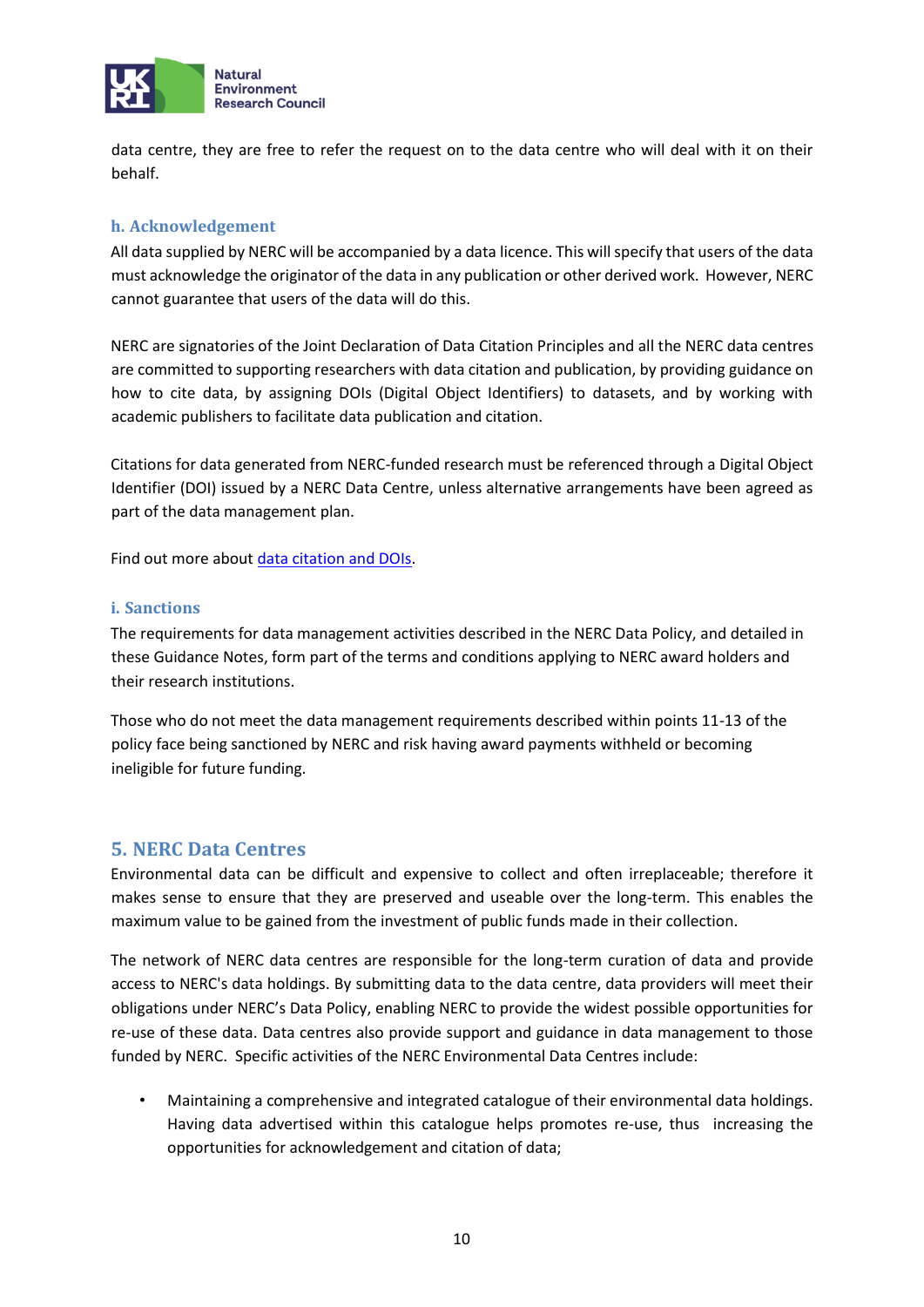data centre, they are free to refer the request on to the data centre who will deal with it on their behalf.

### h. Acknowledgement

All data supplied by NERC will be accompanied by a data licence. This will specify that users of the data must acknowledge the originator of the data in any publication or other derived work. However, NERC cannot guarantee that users of the data will do this.

NERC are signatories of the Joint Declaration of Data Citation Principles and all the NERC data centres are committed to supporting researchers with data citation and publication, by providing guidance on how to cite data, by assigning DOIs (Digital Object Identifiers) to datasets, and by working with academic publishers to facilitate data publication and citation.

Citations for data generated from NERC-funded research must be referenced through a Digital Object Identifier (DOI) issued by a NERC Data Centre, unless alternative arrangements have been agreed as part of the data management plan.

Find out more about data citation and DOIs.

### i. Sanctions

The requirements for data management activities described in the NERC Data Policy, and detailed in these Guidance Notes, form part of the terms and conditions applying to NERC award holders and their research institutions.

Those who do not meet the data management requirements described within points 11-13 of the policy face being sanctioned by NERC and risk having award payments withheld or becoming ineligible for future funding.

## 5. NERC Data Centres

Environmental data can be difficult and expensive to collect and often irreplaceable; therefore it makes sense to ensure that they are preserved and useable over the long-term. This enables the maximum value to be gained from the investment of public funds made in their collection.

The network of NERC data centres are responsible for the long-term curation of data and provide access to NERC's data holdings. By submitting data to the data centre, data providers will meet their obligations under NERC's Data Policy, enabling NERC to provide the widest possible opportunities for re-use of these data. Data centres also provide support and guidance in data management to those funded by NERC. Specific activities of the NERC Environmental Data Centres include:

- Maintaining a comprehensive and integrated catalogue of their environmental data holdings. Having data advertised within this catalogue helps promotes re-use, thus increasing the opportunities for acknowledgement and citation of data;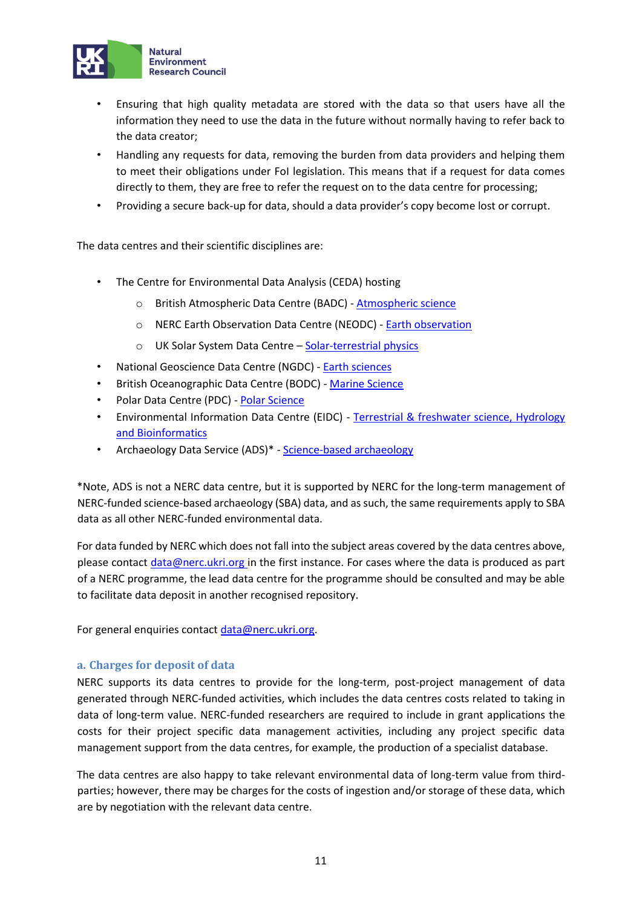- Ensuring that high quality metadata are stored with the data so that users have all the information they need to use the data in the future without normally having to refer back to the data creator;
- Handling any requests for data, removing the burden from data providers and helping them to meet their obligations under FoI legislation. This means that if a request for data comes directly to them, they are free to refer the request on to the data centre for processing;
- Providing a secure back-up for data, should a data provider's copy become lost or corrupt.

The data centres and their scientific disciplines are:

- The Centre for Environmental Data Analysis (CEDA) hosting
  - British Atmospheric Data Centre (BADC) - Atmospheric science
  - NERC Earth Observation Data Centre (NEODC) - Earth observation
  - UK Solar System Data Centre – Solar-terrestrial physics
- National Geoscience Data Centre (NGDC) - Earth sciences
- British Oceanographic Data Centre (BODC) - Marine Science
- Polar Data Centre (PDC) - Polar Science
- Environmental Information Data Centre (EIDC) - Terrestrial & freshwater science, Hydrology and Bioinformatics
- Archaeology Data Service (ADS)* - Science-based archaeology

*Note, ADS is not a NERC data centre, but it is supported by NERC for the long-term management of NERC-funded science-based archaeology (SBA) data, and as such, the same requirements apply to SBA data as all other NERC-funded environmental data.

For data funded by NERC which does not fall into the subject areas covered by the data centres above, please contact data@nerc.ukri.org in the first instance. For cases where the data is produced as part of a NERC programme, the lead data centre for the programme should be consulted and may be able to facilitate data deposit in another recognised repository.

For general enquiries contact data@nerc.ukri.org.

### a. Charges for deposit of data

NERC supports its data centres to provide for the long-term, post-project management of data generated through NERC-funded activities, which includes the data centres costs related to taking in data of long-term value. NERC-funded researchers are required to include in grant applications the costs for their project specific data management activities, including any project specific data management support from the data centres, for example, the production of a specialist database.

The data centres are also happy to take relevant environmental data of long-term value from third-parties; however, there may be charges for the costs of ingestion and/or storage of these data, which are by negotiation with the relevant data centre.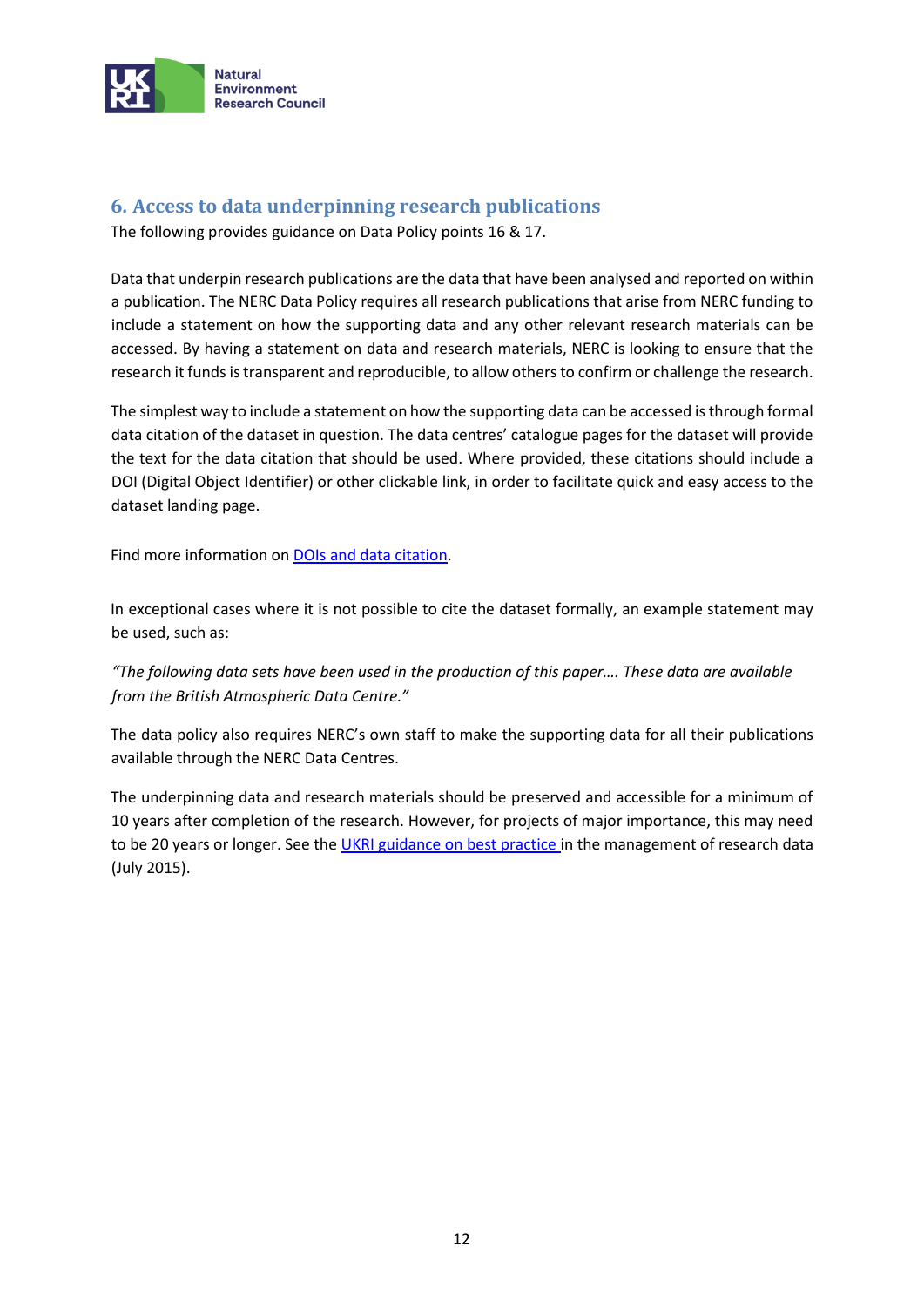## 6. Access to data underpinning research publications

The following provides guidance on Data Policy points 16 & 17.

Data that underpin research publications are the data that have been analysed and reported on within a publication. The NERC Data Policy requires all research publications that arise from NERC funding to include a statement on how the supporting data and any other relevant research materials can be accessed. By having a statement on data and research materials, NERC is looking to ensure that the research it funds is transparent and reproducible, to allow others to confirm or challenge the research.

The simplest way to include a statement on how the supporting data can be accessed is through formal data citation of the dataset in question. The data centres' catalogue pages for the dataset will provide the text for the data citation that should be used. Where provided, these citations should include a DOI (Digital Object Identifier) or other clickable link, in order to facilitate quick and easy access to the dataset landing page.

Find more information on DOIs and data citation.

In exceptional cases where it is not possible to cite the dataset formally, an example statement may be used, such as:

*"The following data sets have been used in the production of this paper…. These data are available from the British Atmospheric Data Centre."*

The data policy also requires NERC's own staff to make the supporting data for all their publications available through the NERC Data Centres.

The underpinning data and research materials should be preserved and accessible for a minimum of 10 years after completion of the research. However, for projects of major importance, this may need to be 20 years or longer. See the UKRI guidance on best practice in the management of research data (July 2015).